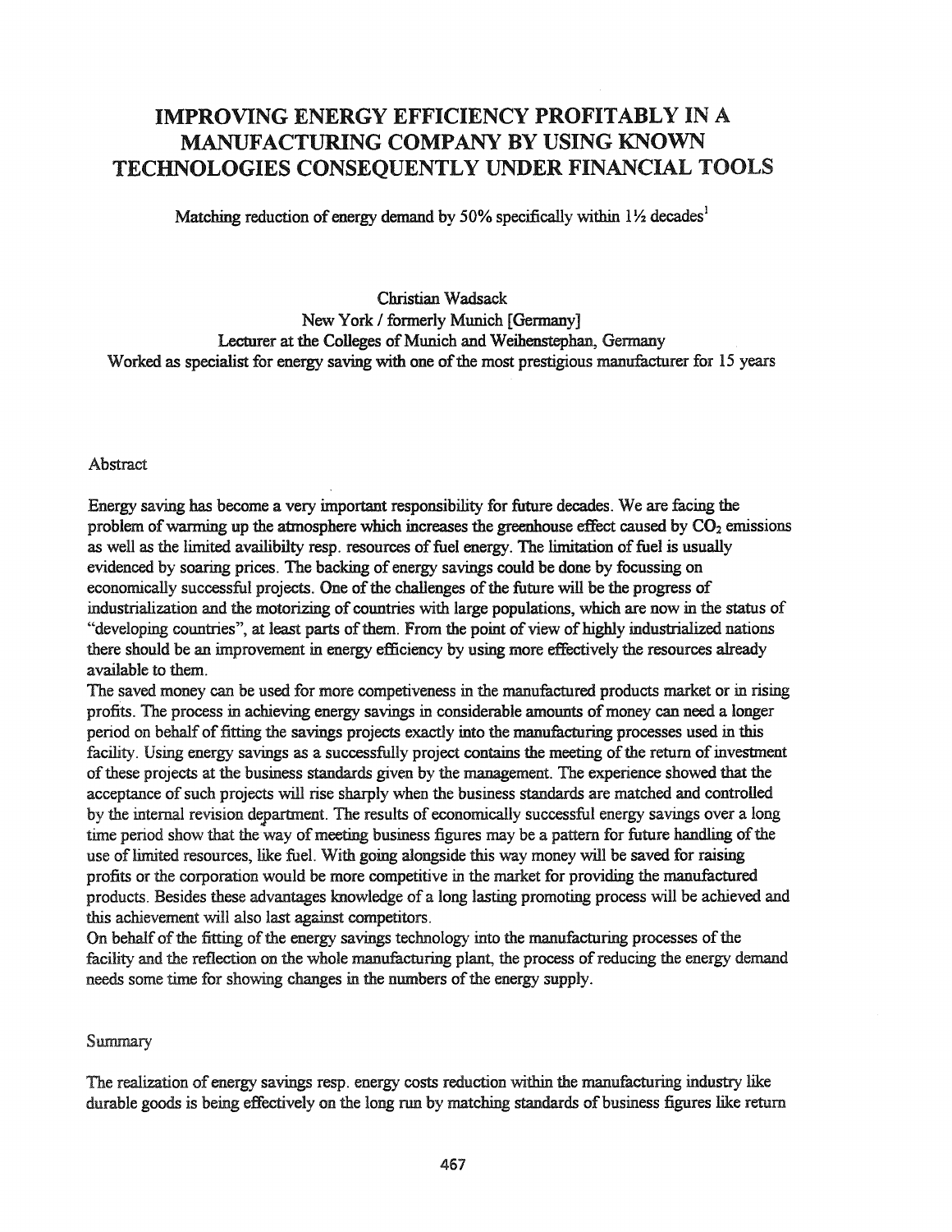# IMPROVING ENERGY EFFICIENCY PROFITABLY IN A MANUFACTURING COMPANY BY USING KNOWN TECHNOLOGIES CONSEQUENTLY UNDER FINANCIAL TOOLS

Matching reduction of energy demand by 50% specifically within 1½ decades[1]

Christian Wadsack
New York / formerly Munich [Germany]
Lecturer at the Colleges of Munich and Weihenstephan, Germany
Worked as specialist for energy saving with one of the most prestigious manufacturer for 15 years

## Abstract

Energy saving has become a very important responsibility for future decades. We are facing the problem of warming up the atmosphere which increases the greenhouse effect caused by $CO_2$ emissions as well as the limited availibilty resp. resources of fuel energy. The limitation of fuel is usually evidenced by soaring prices. The backing of energy savings could be done by focussing on economically successful projects. One of the challenges of the future will be the progress of industrialization and the motorizing of countries with large populations, which are now in the status of "developing countries", at least parts of them. From the point of view of highly industrialized nations there should be an improvement in energy efficiency by using more effectively the resources already available to them.

The saved money can be used for more competiveness in the manufactured products market or in rising profits. The process in achieving energy savings in considerable amounts of money can need a longer period on behalf of fitting the savings projects exactly into the manufacturing processes used in this facility. Using energy savings as a successfully project contains the meeting of the return of investment of these projects at the business standards given by the management. The experience showed that the acceptance of such projects will rise sharply when the business standards are matched and controlled by the internal revision department. The results of economically successful energy savings over a long time period show that the way of meeting business figures may be a pattern for future handling of the use of limited resources, like fuel. With going alongside this way money will be saved for raising profits or the corporation would be more competitive in the market for providing the manufactured products. Besides these advantages knowledge of a long lasting promoting process will be achieved and this achievement will also last against competitors.

On behalf of the fitting of the energy savings technology into the manufacturing processes of the facility and the reflection on the whole manufacturing plant, the process of reducing the energy demand needs some time for showing changes in the numbers of the energy supply.

## Summary

The realization of energy savings resp. energy costs reduction within the manufacturing industry like durable goods is being effectively on the long run by matching standards of business figures like return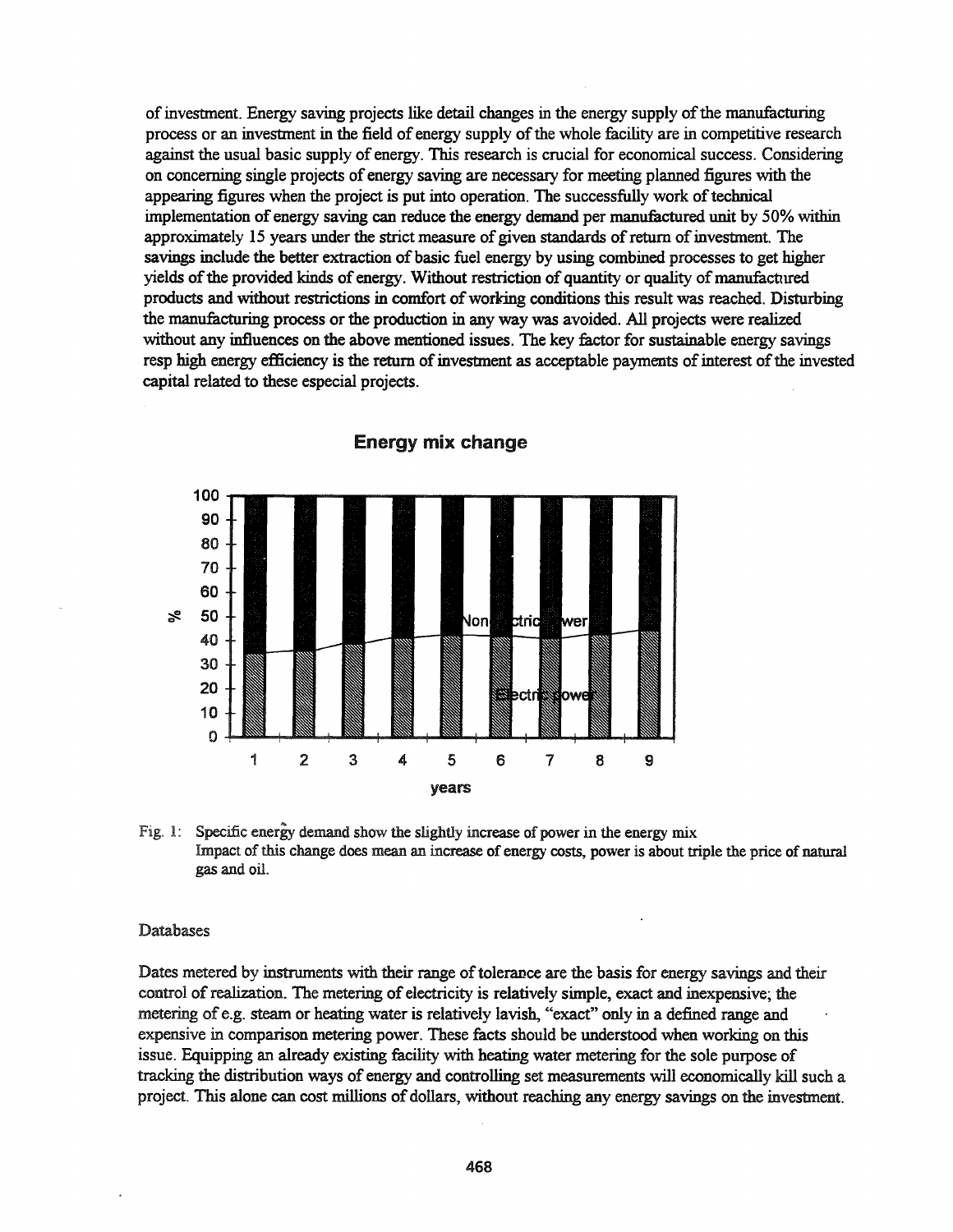of investment. Energy saving projects like detail changes in the energy supply of the manufacturing process or an investment in the field of energy supply of the whole facility are in competitive research against the usual basic supply of energy. This research is crucial for economical success. Considering on concerning single projects of energy saving are necessary for meeting planned figures with the appearing figures when the project is put into operation. The successfully work of technical implementation of energy saving can reduce the energy demand per manufactured unit by 50% within approximately 15 years under the strict measure of given standards of return of investment. The savings include the better extraction of basic fuel energy by using combined processes to get higher yields of the provided kinds of energy. Without restriction of quantity or quality of manufactured products and without restrictions in comfort of working conditions this result was reached. Disturbing the manufacturing process or the production in any way was avoided. All projects were realized without any influences on the above mentioned issues. The key factor for sustainable energy savings resp high energy efficiency is the return of investment as acceptable payments of interest of the invested capital related to these especial projects.

**Energy mix change**

Fig. 1: Specific energy demand show the slightly increase of power in the energy mix
Impact of this change does mean an increase of energy costs, power is about triple the price of natural gas and oil.

## Databases

Dates metered by instruments with their range of tolerance are the basis for energy savings and their control of realization. The metering of electricity is relatively simple, exact and inexpensive; the metering of e.g. steam or heating water is relatively lavish, "exact" only in a defined range and expensive in comparison metering power. These facts should be understood when working on this issue. Equipping an already existing facility with heating water metering for the sole purpose of tracking the distribution ways of energy and controlling set measurements will economically kill such a project. This alone can cost millions of dollars, without reaching any energy savings on the investment.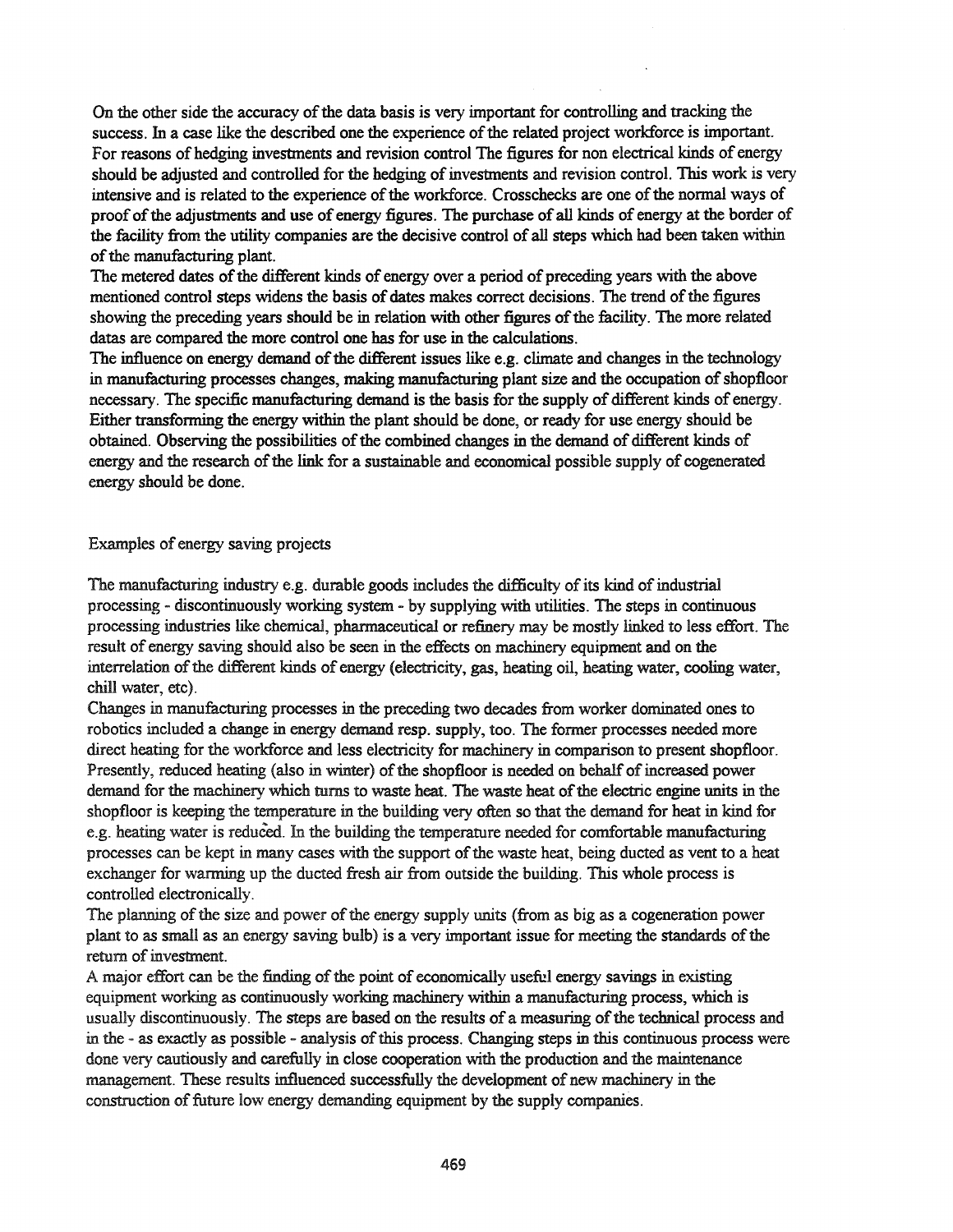On the other side the accuracy of the data basis is very important for controlling and tracking the success. In a case like the described one the experience of the related project workforce is important. For reasons of hedging investments and revision control The figures for non electrical kinds of energy should be adjusted and controlled for the hedging of investments and revision control. This work is very intensive and is related to the experience of the workforce. Crosschecks are one of the normal ways of proof of the adjustments and use of energy figures. The purchase of all kinds of energy at the border of the facility from the utility companies are the decisive control of all steps which had been taken within of the manufacturing plant.

The metered dates of the different kinds of energy over a period of preceding years with the above mentioned control steps widens the basis of dates makes correct decisions. The trend of the figures showing the preceding years should be in relation with other figures of the facility. The more related datas are compared the more control one has for use in the calculations.

The influence on energy demand of the different issues like e.g. climate and changes in the technology in manufacturing processes changes, making manufacturing plant size and the occupation of shopfloor necessary. The specific manufacturing demand is the basis for the supply of different kinds of energy. Either transforming the energy within the plant should be done, or ready for use energy should be obtained. Observing the possibilities of the combined changes in the demand of different kinds of energy and the research of the link for a sustainable and economical possible supply of cogenerated energy should be done.

## Examples of energy saving projects

The manufacturing industry e.g. durable goods includes the difficulty of its kind of industrial processing - discontinuously working system - by supplying with utilities. The steps in continuous processing industries like chemical, pharmaceutical or refinery may be mostly linked to less effort. The result of energy saving should also be seen in the effects on machinery equipment and on the interrelation of the different kinds of energy (electricity, gas, heating oil, heating water, cooling water, chill water, etc).

Changes in manufacturing processes in the preceding two decades from worker dominated ones to robotics included a change in energy demand resp. supply, too. The former processes needed more direct heating for the workforce and less electricity for machinery in comparison to present shopfloor. Presently, reduced heating (also in winter) of the shopfloor is needed on behalf of increased power demand for the machinery which turns to waste heat. The waste heat of the electric engine units in the shopfloor is keeping the temperature in the building very often so that the demand for heat in kind for e.g. heating water is reduced. In the building the temperature needed for comfortable manufacturing processes can be kept in many cases with the support of the waste heat, being ducted as vent to a heat exchanger for warming up the ducted fresh air from outside the building. This whole process is controlled electronically.

The planning of the size and power of the energy supply units (from as big as a cogeneration power plant to as small as an energy saving bulb) is a very important issue for meeting the standards of the return of investment.

A major effort can be the finding of the point of economically useful energy savings in existing equipment working as continuously working machinery within a manufacturing process, which is usually discontinuously. The steps are based on the results of a measuring of the technical process and in the - as exactly as possible - analysis of this process. Changing steps in this continuous process were done very cautiously and carefully in close cooperation with the production and the maintenance management. These results influenced successfully the development of new machinery in the construction of future low energy demanding equipment by the supply companies.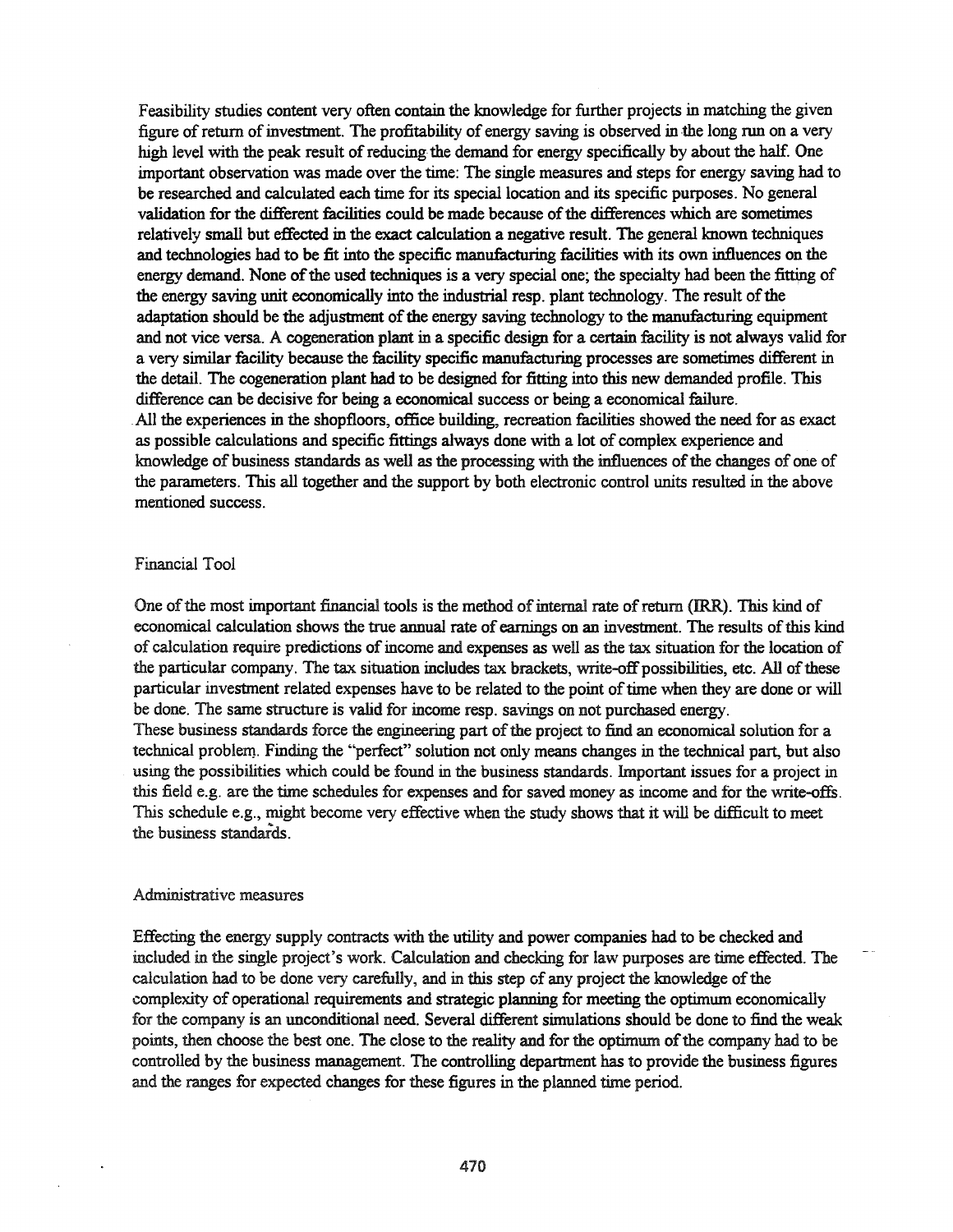Feasibility studies content very often contain the knowledge for further projects in matching the given figure of return of investment. The profitability of energy saving is observed in the long run on a very high level with the peak result of reducing the demand for energy specifically by about the half. One important observation was made over the time: The single measures and steps for energy saving had to be researched and calculated each time for its special location and its specific purposes. No general validation for the different facilities could be made because of the differences which are sometimes relatively small but effected in the exact calculation a negative result. The general known techniques and technologies had to be fit into the specific manufacturing facilities with its own influences on the energy demand. None of the used techniques is a very special one; the specialty had been the fitting of the energy saving unit economically into the industrial resp. plant technology. The result of the adaptation should be the adjustment of the energy saving technology to the manufacturing equipment and not vice versa. A cogeneration plant in a specific design for a certain facility is not always valid for a very similar facility because the facility specific manufacturing processes are sometimes different in the detail. The cogeneration plant had to be designed for fitting into this new demanded profile. This difference can be decisive for being a economical success or being a economical failure.
All the experiences in the shopfloors, office building, recreation facilities showed the need for as exact as possible calculations and specific fittings always done with a lot of complex experience and knowledge of business standards as well as the processing with the influences of the changes of one of the parameters. This all together and the support by both electronic control units resulted in the above mentioned success.

## Financial Tool

One of the most important financial tools is the method of internal rate of return (IRR). This kind of economical calculation shows the true annual rate of earnings on an investment. The results of this kind of calculation require predictions of income and expenses as well as the tax situation for the location of the particular company. The tax situation includes tax brackets, write-off possibilities, etc. All of these particular investment related expenses have to be related to the point of time when they are done or will be done. The same structure is valid for income resp. savings on not purchased energy.
These business standards force the engineering part of the project to find an economical solution for a technical problem. Finding the "perfect" solution not only means changes in the technical part, but also using the possibilities which could be found in the business standards. Important issues for a project in this field e.g. are the time schedules for expenses and for saved money as income and for the write-offs. This schedule e.g., might become very effective when the study shows that it will be difficult to meet the business standards.

## Administrative measures

Effecting the energy supply contracts with the utility and power companies had to be checked and included in the single project's work. Calculation and checking for law purposes are time effected. The calculation had to be done very carefully, and in this step of any project the knowledge of the complexity of operational requirements and strategic planning for meeting the optimum economically for the company is an unconditional need. Several different simulations should be done to find the weak points, then choose the best one. The close to the reality and for the optimum of the company had to be controlled by the business management. The controlling department has to provide the business figures and the ranges for expected changes for these figures in the planned time period.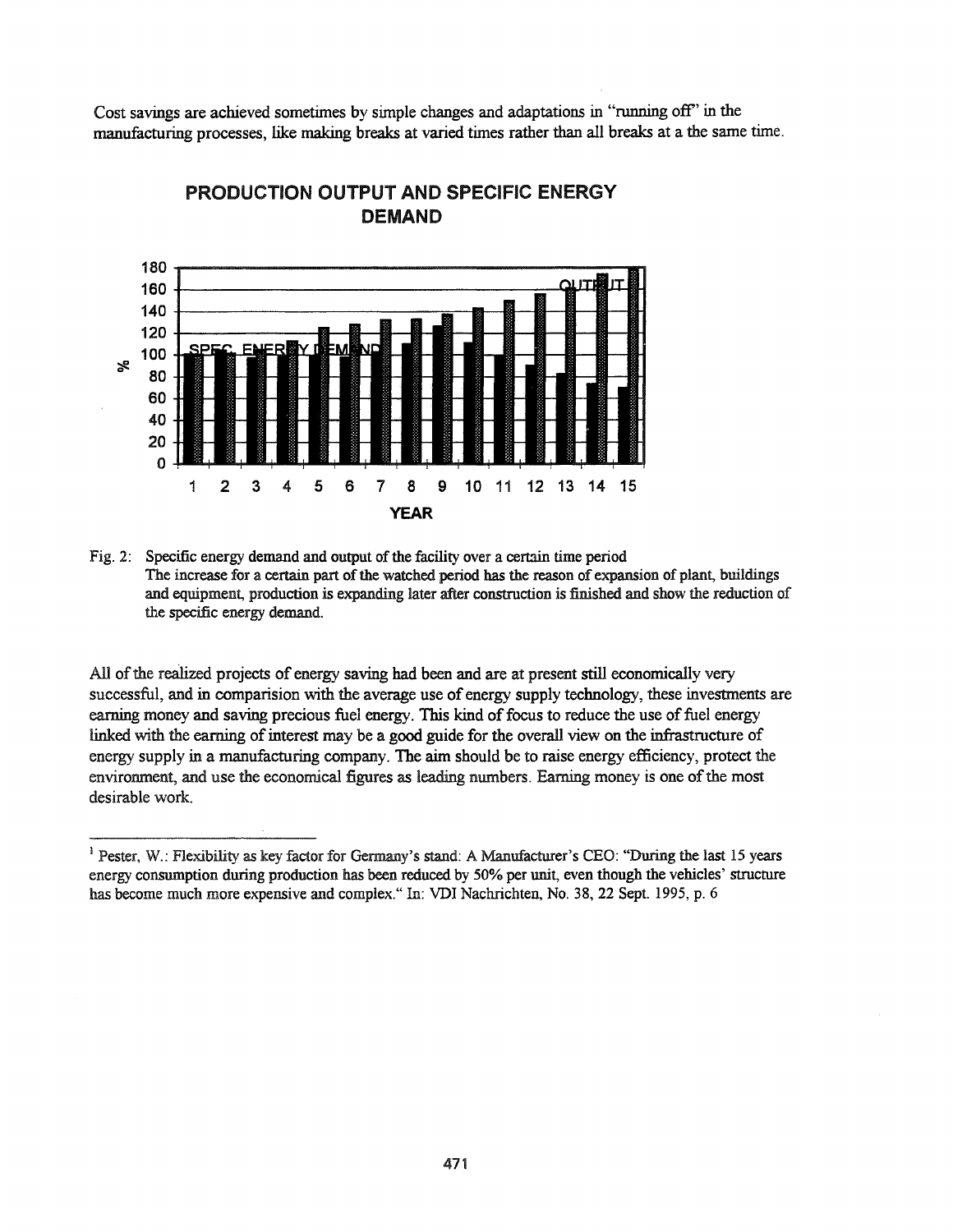Cost savings are achieved sometimes by simple changes and adaptations in "running off" in the manufacturing processes, like making breaks at varied times rather than all breaks at a the same time.

**PRODUCTION OUTPUT AND SPECIFIC ENERGY DEMAND**

180
160
140
120
100
80
60
40
20
0

%

SPEC. ENERGY DEMAND

OUTPUT

1 2 3 4 5 6 7 8 9 10 11 12 13 14 15

YEAR

Fig. 2: Specific energy demand and output of the facility over a certain time period
The increase for a certain part of the watched period has the reason of expansion of plant, buildings and equipment, production is expanding later after construction is finished and show the reduction of the specific energy demand.

All of the realized projects of energy saving had been and are at present still economically very successful, and in comparision with the average use of energy supply technology, these investments are earning money and saving precious fuel energy. This kind of focus to reduce the use of fuel energy linked with the earning of interest may be a good guide for the overall view on the infrastructure of energy supply in a manufacturing company. The aim should be to raise energy efficiency, protect the environment, and use the economical figures as leading numbers. Earning money is one of the most desirable work.

---

[1] Pester, W.: Flexibility as key factor for Germany's stand: A Manufacturer's CEO: "During the last 15 years energy consumption during production has been reduced by 50% per unit, even though the vehicles' structure has become much more expensive and complex." In: VDI Nachrichten, No. 38, 22 Sept. 1995, p. 6